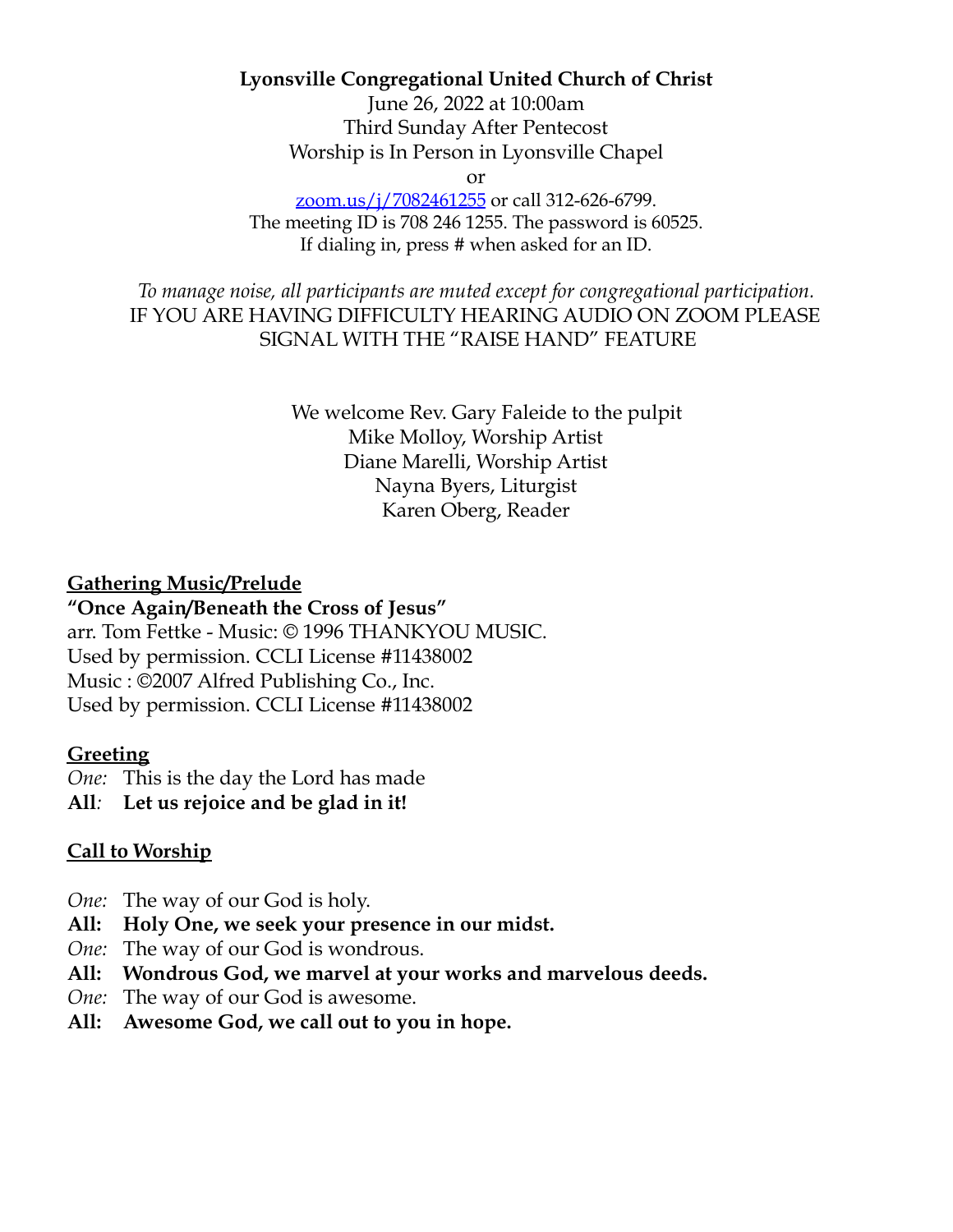**Lyonsville Congregational United Church of Christ**

June 26, 2022 at 10:00am
Third Sunday After Pentecost
Worship is In Person in Lyonsville Chapel
or
[zoom.us/j/7082461255](zoom.us/j/7082461255) or call 312-626-6799.
The meeting ID is 708 246 1255. The password is 60525.
If dialing in, press # when asked for an ID.

*To manage noise, all participants are muted except for congregational participation.*
IF YOU ARE HAVING DIFFICULTY HEARING AUDIO ON ZOOM PLEASE SIGNAL WITH THE "RAISE HAND" FEATURE

We welcome Rev. Gary Faleide to the pulpit
Mike Molloy, Worship Artist
Diane Marelli, Worship Artist
Nayna Byers, Liturgist
Karen Oberg, Reader

## Gathering Music/Prelude

**"Once Again/Beneath the Cross of Jesus"**
arr. Tom Fettke - Music: © 1996 THANKYOU MUSIC.
Used by permission. CCLI License #11438002
Music : ©2007 Alfred Publishing Co., Inc.
Used by permission. CCLI License #11438002

## Greeting

*One:* This is the day the Lord has made
**All***:* **Let us rejoice and be glad in it!**

## Call to Worship

*One:* The way of our God is holy.
**All: Holy One, we seek your presence in our midst.**
*One:* The way of our God is wondrous.
**All: Wondrous God, we marvel at your works and marvelous deeds.**
*One:* The way of our God is awesome.
**All: Awesome God, we call out to you in hope.**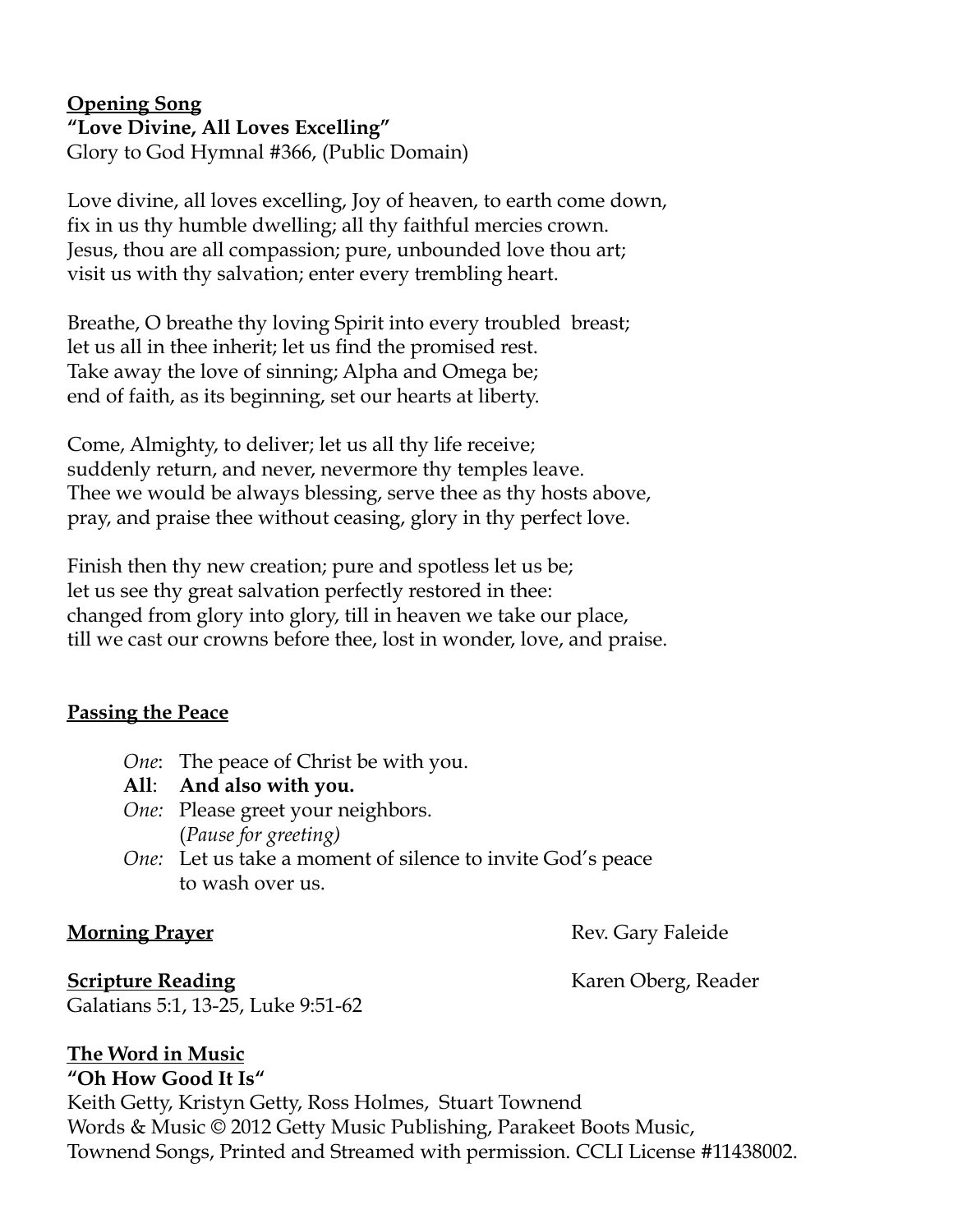**<u>Opening Song</u>**
**"Love Divine, All Loves Excelling"**
Glory to God Hymnal #366, (Public Domain)

Love divine, all loves excelling, Joy of heaven, to earth come down,
fix in us thy humble dwelling; all thy faithful mercies crown.
Jesus, thou are all compassion; pure, unbounded love thou art;
visit us with thy salvation; enter every trembling heart.

Breathe, O breathe thy loving Spirit into every troubled breast;
let us all in thee inherit; let us find the promised rest.
Take away the love of sinning; Alpha and Omega be;
end of faith, as its beginning, set our hearts at liberty.

Come, Almighty, to deliver; let us all thy life receive;
suddenly return, and never, nevermore thy temples leave.
Thee we would be always blessing, serve thee as thy hosts above,
pray, and praise thee without ceasing, glory in thy perfect love.

Finish then thy new creation; pure and spotless let us be;
let us see thy great salvation perfectly restored in thee:
changed from glory into glory, till in heaven we take our place,
till we cast our crowns before thee, lost in wonder, love, and praise.

**<u>Passing the Peace</u>**

*One*: The peace of Christ be with you.
**All**: **And also with you.**
*One:* Please greet your neighbors.
(*Pause for greeting)*
*One:* Let us take a moment of silence to invite God's peace to wash over us.

**<u>Morning Prayer</u>** Rev. Gary Faleide

**<u>Scripture Reading</u>** Karen Oberg, Reader
Galatians 5:1, 13-25, Luke 9:51-62

**<u>The Word in Music</u>**
**"Oh How Good It Is"**
Keith Getty, Kristyn Getty, Ross Holmes, Stuart Townend
Words & Music © 2012 Getty Music Publishing, Parakeet Boots Music,
Townend Songs, Printed and Streamed with permission. CCLI License #11438002.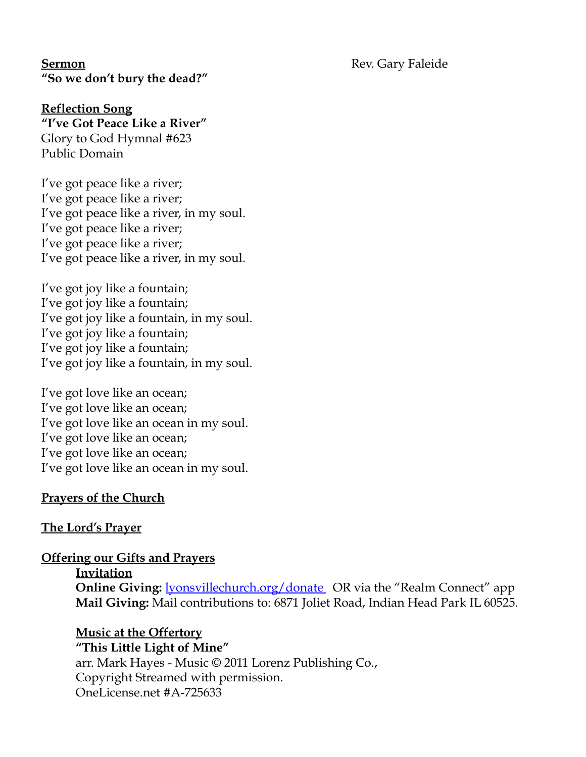**Sermon** Rev. Gary Faleide

**"So we don't bury the dead?"**

**Reflection Song**

**"I've Got Peace Like a River"**
Glory to God Hymnal #623
Public Domain

I've got peace like a river;
I've got peace like a river;
I've got peace like a river, in my soul.
I've got peace like a river;
I've got peace like a river;
I've got peace like a river, in my soul.

I've got joy like a fountain;
I've got joy like a fountain;
I've got joy like a fountain, in my soul.
I've got joy like a fountain;
I've got joy like a fountain;
I've got joy like a fountain, in my soul.

I've got love like an ocean;
I've got love like an ocean;
I've got love like an ocean in my soul.
I've got love like an ocean;
I've got love like an ocean;
I've got love like an ocean in my soul.

**Prayers of the Church**

**The Lord's Prayer**

**Offering our Gifts and Prayers**

**Invitation**

**Online Giving:** lyonsvillechurch.org/donate OR via the "Realm Connect" app
**Mail Giving:** Mail contributions to: 6871 Joliet Road, Indian Head Park IL 60525.

**Music at the Offertory**

**"This Little Light of Mine"**
arr. Mark Hayes - Music © 2011 Lorenz Publishing Co.,
Copyright Streamed with permission.
OneLicense.net #A-725633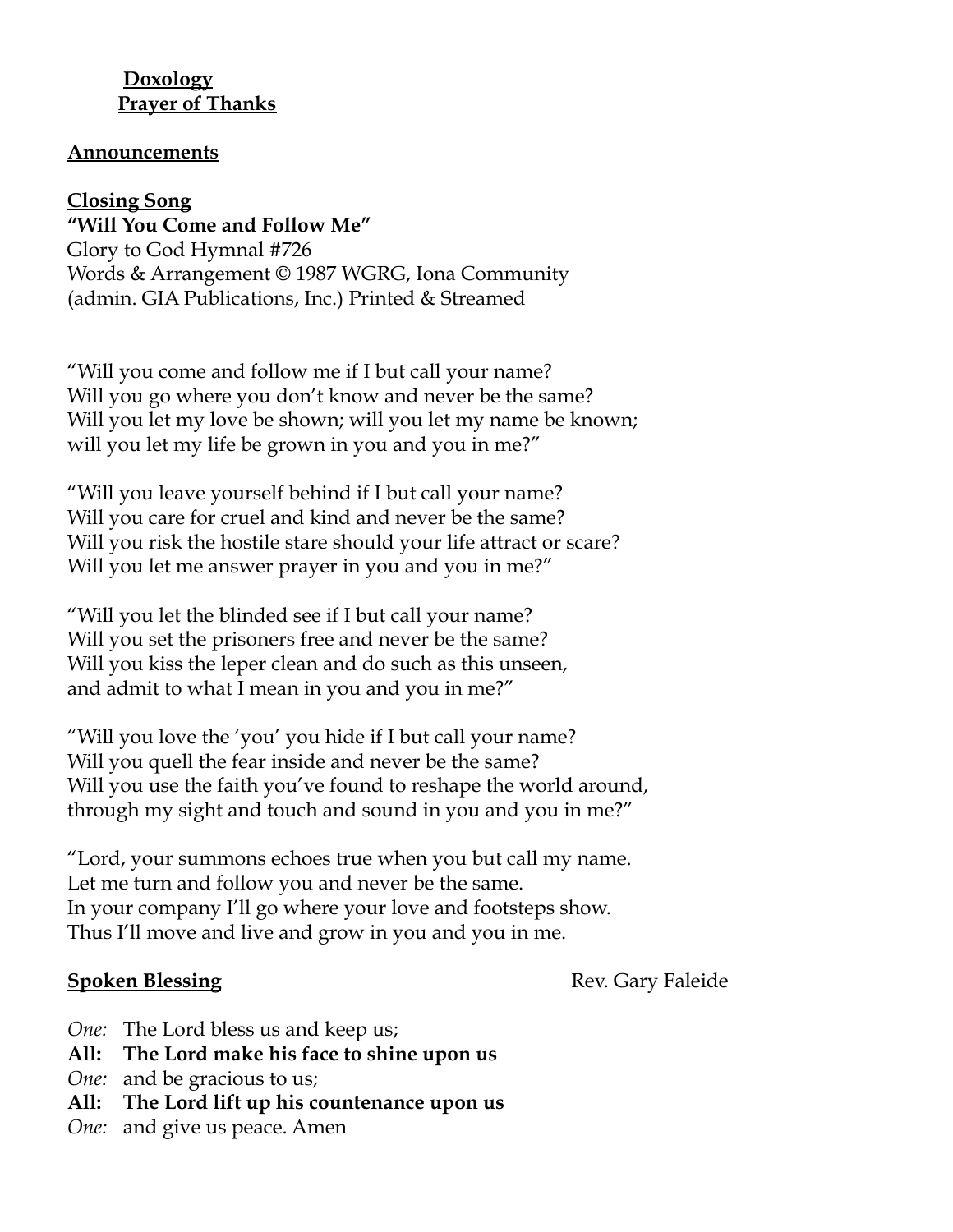**Doxology**

**Prayer of Thanks**

**Announcements**

**Closing Song**

**"Will You Come and Follow Me"**
Glory to God Hymnal #726
Words & Arrangement © 1987 WGRG, Iona Community
(admin. GIA Publications, Inc.) Printed & Streamed

"Will you come and follow me if I but call your name?
Will you go where you don't know and never be the same?
Will you let my love be shown; will you let my name be known;
will you let my life be grown in you and you in me?"

"Will you leave yourself behind if I but call your name?
Will you care for cruel and kind and never be the same?
Will you risk the hostile stare should your life attract or scare?
Will you let me answer prayer in you and you in me?"

"Will you let the blinded see if I but call your name?
Will you set the prisoners free and never be the same?
Will you kiss the leper clean and do such as this unseen,
and admit to what I mean in you and you in me?"

"Will you love the 'you' you hide if I but call your name?
Will you quell the fear inside and never be the same?
Will you use the faith you've found to reshape the world around,
through my sight and touch and sound in you and you in me?"

"Lord, your summons echoes true when you but call my name.
Let me turn and follow you and never be the same.
In your company I'll go where your love and footsteps show.
Thus I'll move and live and grow in you and you in me.

**Spoken Blessing** Rev. Gary Faleide

*One:* The Lord bless us and keep us;
**All: The Lord make his face to shine upon us**
*One:* and be gracious to us;
**All: The Lord lift up his countenance upon us**
*One:* and give us peace. Amen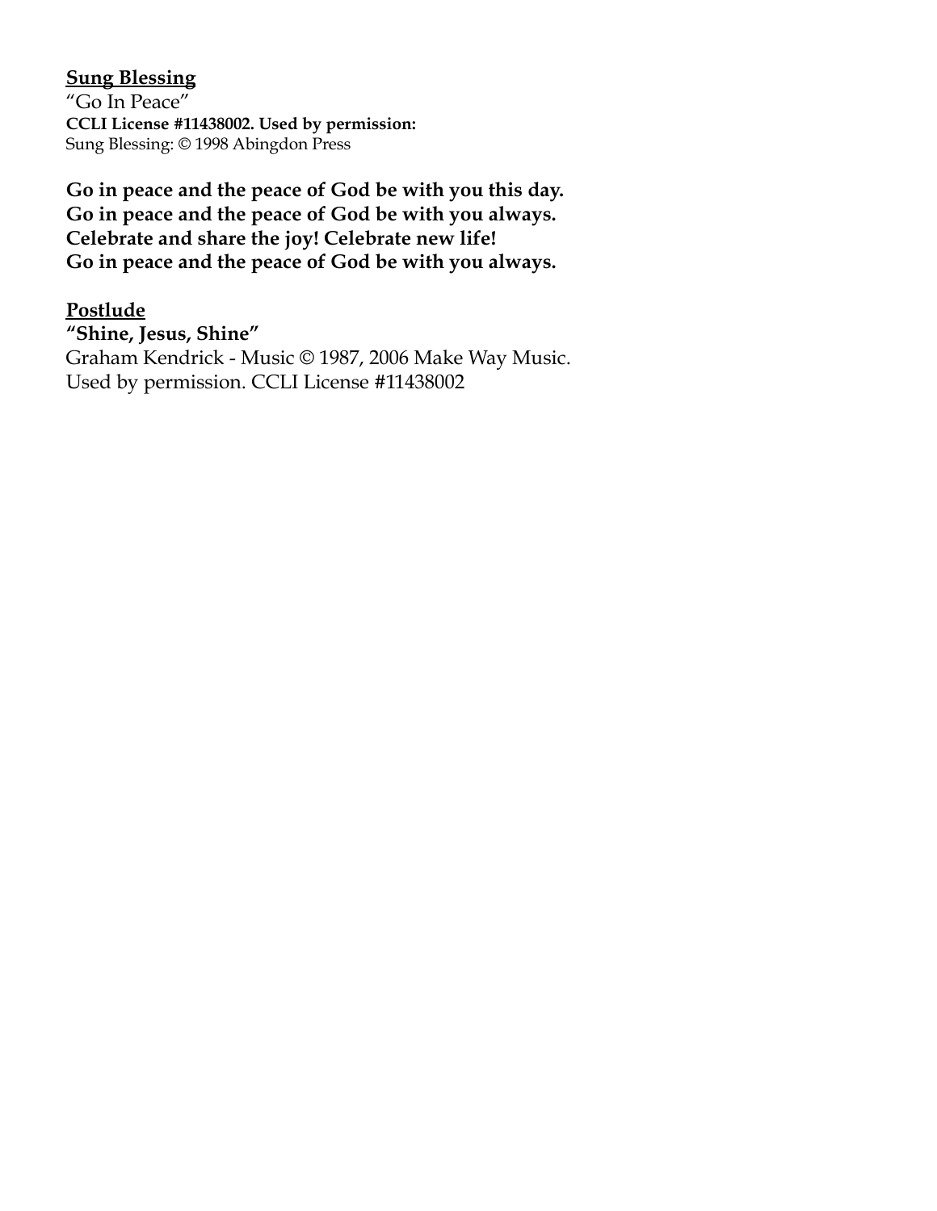**Sung Blessing**
"Go In Peace"
**CCLI License #11438002. Used by permission:**
Sung Blessing: © 1998 Abingdon Press

**Go in peace and the peace of God be with you this day.**
**Go in peace and the peace of God be with you always.**
**Celebrate and share the joy! Celebrate new life!**
**Go in peace and the peace of God be with you always.**

**Postlude**
**"Shine, Jesus, Shine"**
Graham Kendrick - Music © 1987, 2006 Make Way Music.
Used by permission. CCLI License #11438002